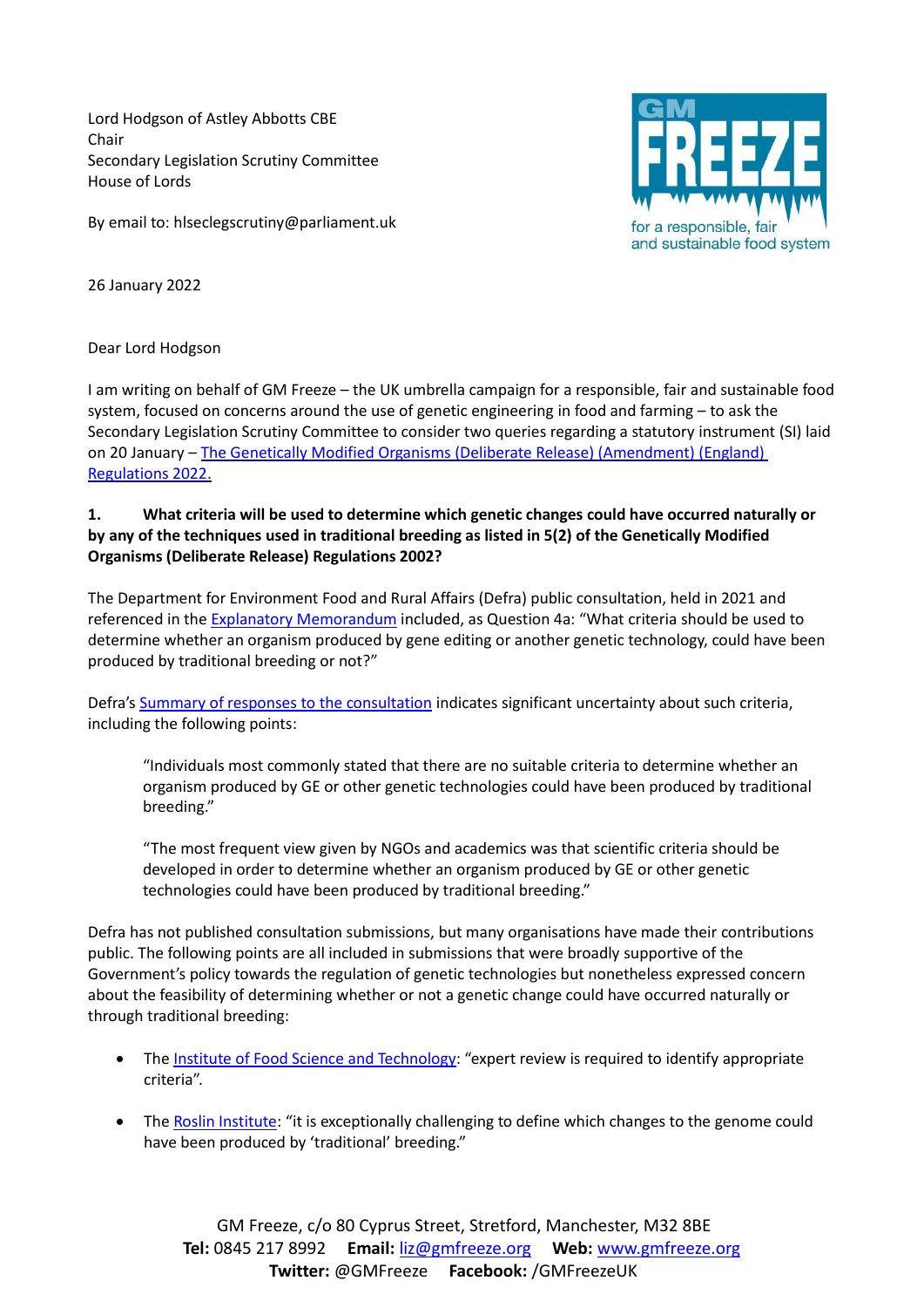Lord Hodgson of Astley Abbotts CBE
Chair
Secondary Legislation Scrutiny Committee
House of Lords

By email to: hlseclegscrutiny@parliament.uk

GM FREEZE
for a responsible, fair and sustainable food system

26 January 2022

Dear Lord Hodgson

I am writing on behalf of GM Freeze – the UK umbrella campaign for a responsible, fair and sustainable food system, focused on concerns around the use of genetic engineering in food and farming – to ask the Secondary Legislation Scrutiny Committee to consider two queries regarding a statutory instrument (SI) laid on 20 January – [The Genetically Modified Organisms (Deliberate Release) (Amendment) (England) Regulations 2022.]()

**1. What criteria will be used to determine which genetic changes could have occurred naturally or by any of the techniques used in traditional breeding as listed in 5(2) of the Genetically Modified Organisms (Deliberate Release) Regulations 2002?**

The Department for Environment Food and Rural Affairs (Defra) public consultation, held in 2021 and referenced in the [Explanatory Memorandum]() included, as Question 4a: "What criteria should be used to determine whether an organism produced by gene editing or another genetic technology, could have been produced by traditional breeding or not?"

Defra's [Summary of responses to the consultation]() indicates significant uncertainty about such criteria, including the following points:

> "Individuals most commonly stated that there are no suitable criteria to determine whether an organism produced by GE or other genetic technologies could have been produced by traditional breeding."
>
> "The most frequent view given by NGOs and academics was that scientific criteria should be developed in order to determine whether an organism produced by GE or other genetic technologies could have been produced by traditional breeding."

Defra has not published consultation submissions, but many organisations have made their contributions public. The following points are all included in submissions that were broadly supportive of the Government's policy towards the regulation of genetic technologies but nonetheless expressed concern about the feasibility of determining whether or not a genetic change could have occurred naturally or through traditional breeding:

- The [Institute of Food Science and Technology](): "expert review is required to identify appropriate criteria".
- The [Roslin Institute](): "it is exceptionally challenging to define which changes to the genome could have been produced by 'traditional' breeding."

GM Freeze, c/o 80 Cyprus Street, Stretford, Manchester, M32 8BE
**Tel:** 0845 217 8992 **Email:** [liz@gmfreeze.org]() **Web:** [www.gmfreeze.org]()
**Twitter:** @GMFreeze **Facebook:** /GMFreezeUK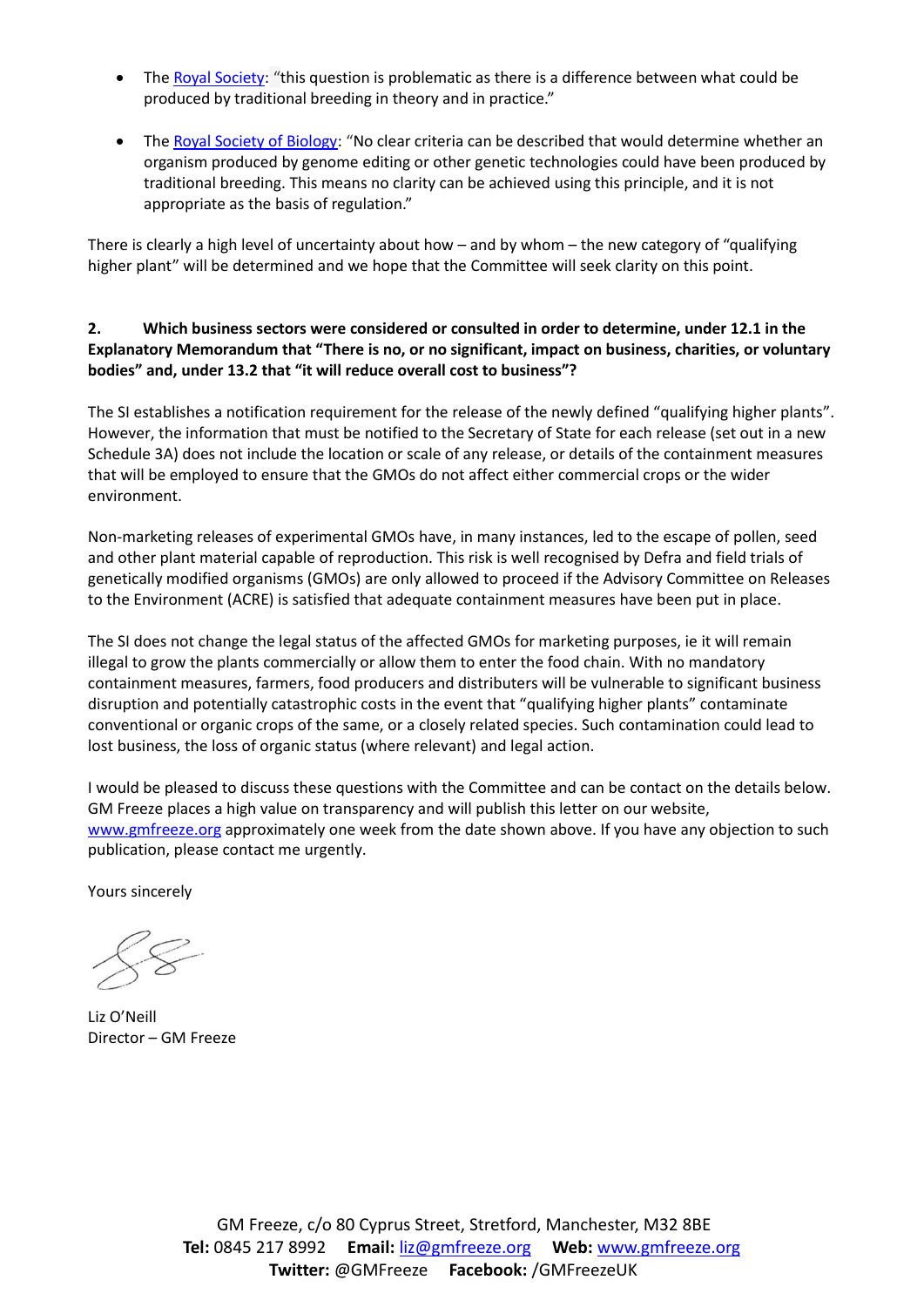- The [Royal Society](#): "this question is problematic as there is a difference between what could be produced by traditional breeding in theory and in practice."

- The [Royal Society of Biology](#): "No clear criteria can be described that would determine whether an organism produced by genome editing or other genetic technologies could have been produced by traditional breeding. This means no clarity can be achieved using this principle, and it is not appropriate as the basis of regulation."

There is clearly a high level of uncertainty about how – and by whom – the new category of "qualifying higher plant" will be determined and we hope that the Committee will seek clarity on this point.

**2. Which business sectors were considered or consulted in order to determine, under 12.1 in the Explanatory Memorandum that "There is no, or no significant, impact on business, charities, or voluntary bodies" and, under 13.2 that "it will reduce overall cost to business"?**

The SI establishes a notification requirement for the release of the newly defined "qualifying higher plants". However, the information that must be notified to the Secretary of State for each release (set out in a new Schedule 3A) does not include the location or scale of any release, or details of the containment measures that will be employed to ensure that the GMOs do not affect either commercial crops or the wider environment.

Non-marketing releases of experimental GMOs have, in many instances, led to the escape of pollen, seed and other plant material capable of reproduction. This risk is well recognised by Defra and field trials of genetically modified organisms (GMOs) are only allowed to proceed if the Advisory Committee on Releases to the Environment (ACRE) is satisfied that adequate containment measures have been put in place.

The SI does not change the legal status of the affected GMOs for marketing purposes, ie it will remain illegal to grow the plants commercially or allow them to enter the food chain. With no mandatory containment measures, farmers, food producers and distributers will be vulnerable to significant business disruption and potentially catastrophic costs in the event that "qualifying higher plants" contaminate conventional or organic crops of the same, or a closely related species. Such contamination could lead to lost business, the loss of organic status (where relevant) and legal action.

I would be pleased to discuss these questions with the Committee and can be contact on the details below. GM Freeze places a high value on transparency and will publish this letter on our website, www.gmfreeze.org approximately one week from the date shown above. If you have any objection to such publication, please contact me urgently.

Yours sincerely

Liz O'Neill
Director – GM Freeze

GM Freeze, c/o 80 Cyprus Street, Stretford, Manchester, M32 8BE
**Tel:** 0845 217 8992 **Email:** liz@gmfreeze.org **Web:** www.gmfreeze.org
**Twitter:** @GMFreeze **Facebook:** /GMFreezeUK